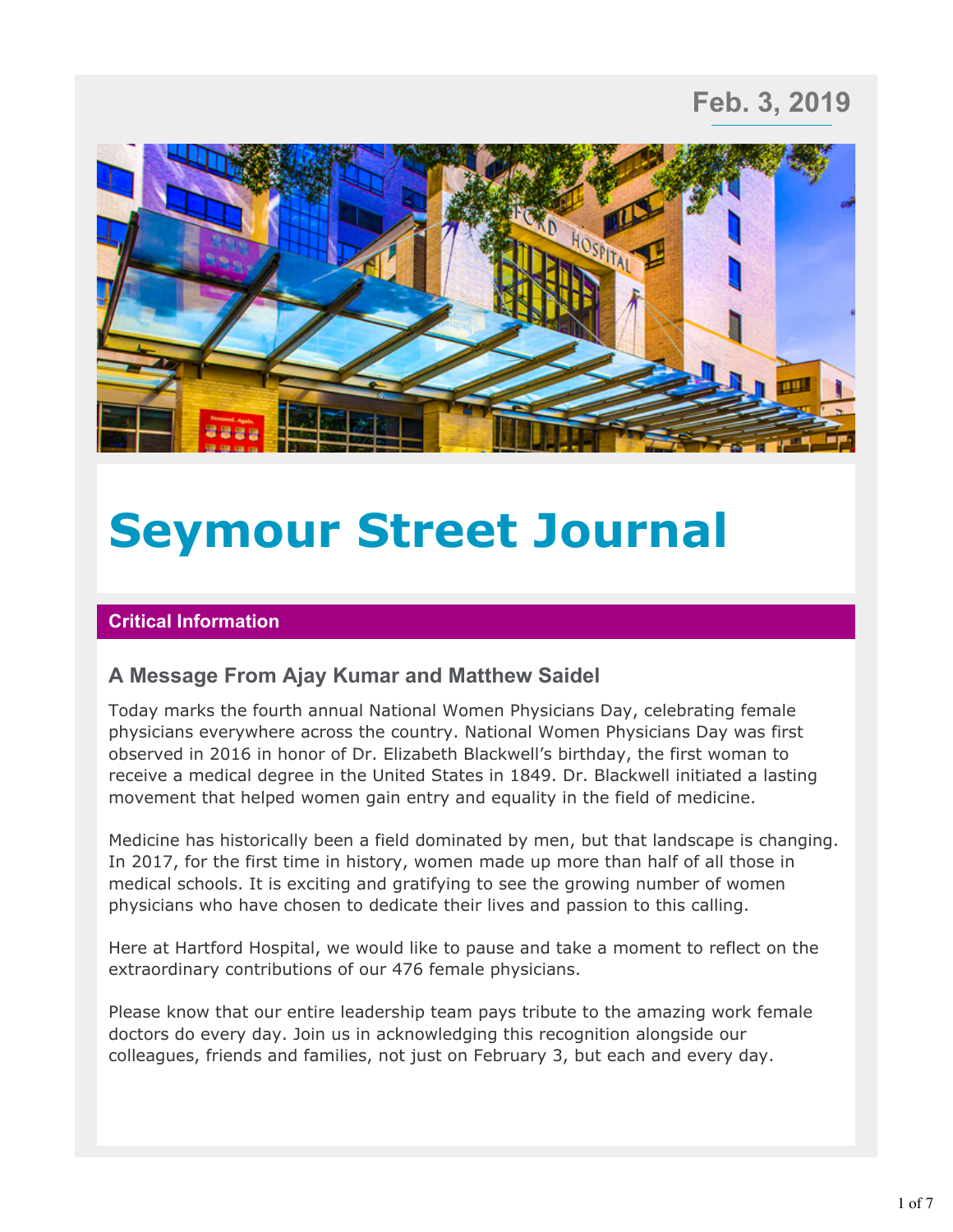Feb. 3, 2019

# Seymour Street Journal

## Critical Information

### A Message From Ajay Kumar and Matthew Saidel

Today marks the fourth annual National Women Physicians Day, celebrating female physicians everywhere across the country. National Women Physicians Day was first observed in 2016 in honor of Dr. Elizabeth Blackwell's birthday, the first woman to receive a medical degree in the United States in 1849. Dr. Blackwell initiated a lasting movement that helped women gain entry and equality in the field of medicine.

Medicine has historically been a field dominated by men, but that landscape is changing. In 2017, for the first time in history, women made up more than half of all those in medical schools. It is exciting and gratifying to see the growing number of women physicians who have chosen to dedicate their lives and passion to this calling.

Here at Hartford Hospital, we would like to pause and take a moment to reflect on the extraordinary contributions of our 476 female physicians.

Please know that our entire leadership team pays tribute to the amazing work female doctors do every day. Join us in acknowledging this recognition alongside our colleagues, friends and families, not just on February 3, but each and every day.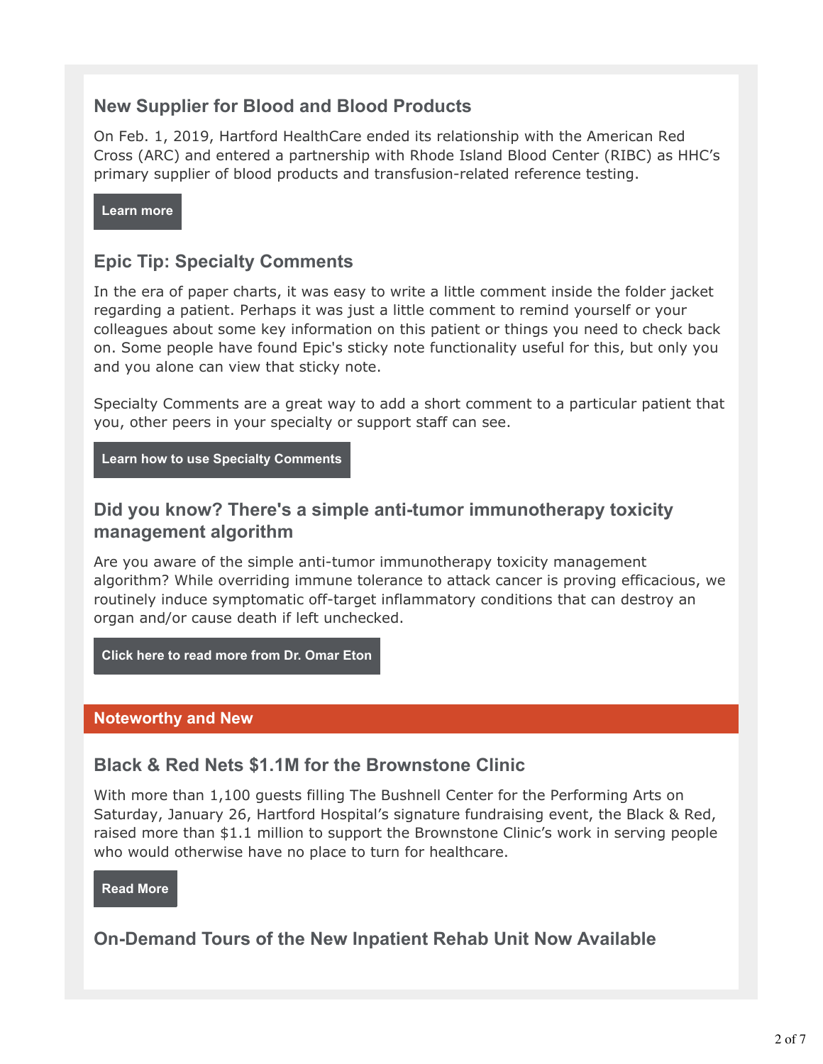## New Supplier for Blood and Blood Products

On Feb. 1, 2019, Hartford HealthCare ended its relationship with the American Red Cross (ARC) and entered a partnership with Rhode Island Blood Center (RIBC) as HHC's primary supplier of blood products and transfusion-related reference testing.

**Learn more**

## Epic Tip: Specialty Comments

In the era of paper charts, it was easy to write a little comment inside the folder jacket regarding a patient. Perhaps it was just a little comment to remind yourself or your colleagues about some key information on this patient or things you need to check back on. Some people have found Epic's sticky note functionality useful for this, but only you and you alone can view that sticky note.

Specialty Comments are a great way to add a short comment to a particular patient that you, other peers in your specialty or support staff can see.

**Learn how to use Specialty Comments**

## Did you know? There's a simple anti-tumor immunotherapy toxicity management algorithm

Are you aware of the simple anti-tumor immunotherapy toxicity management algorithm? While overriding immune tolerance to attack cancer is proving efficacious, we routinely induce symptomatic off-target inflammatory conditions that can destroy an organ and/or cause death if left unchecked.

**Click here to read more from Dr. Omar Eton**

# Noteworthy and New

## Black & Red Nets $1.1M for the Brownstone Clinic

With more than 1,100 guests filling The Bushnell Center for the Performing Arts on Saturday, January 26, Hartford Hospital's signature fundraising event, the Black & Red, raised more than $1.1 million to support the Brownstone Clinic's work in serving people who would otherwise have no place to turn for healthcare.

**Read More**

## On-Demand Tours of the New Inpatient Rehab Unit Now Available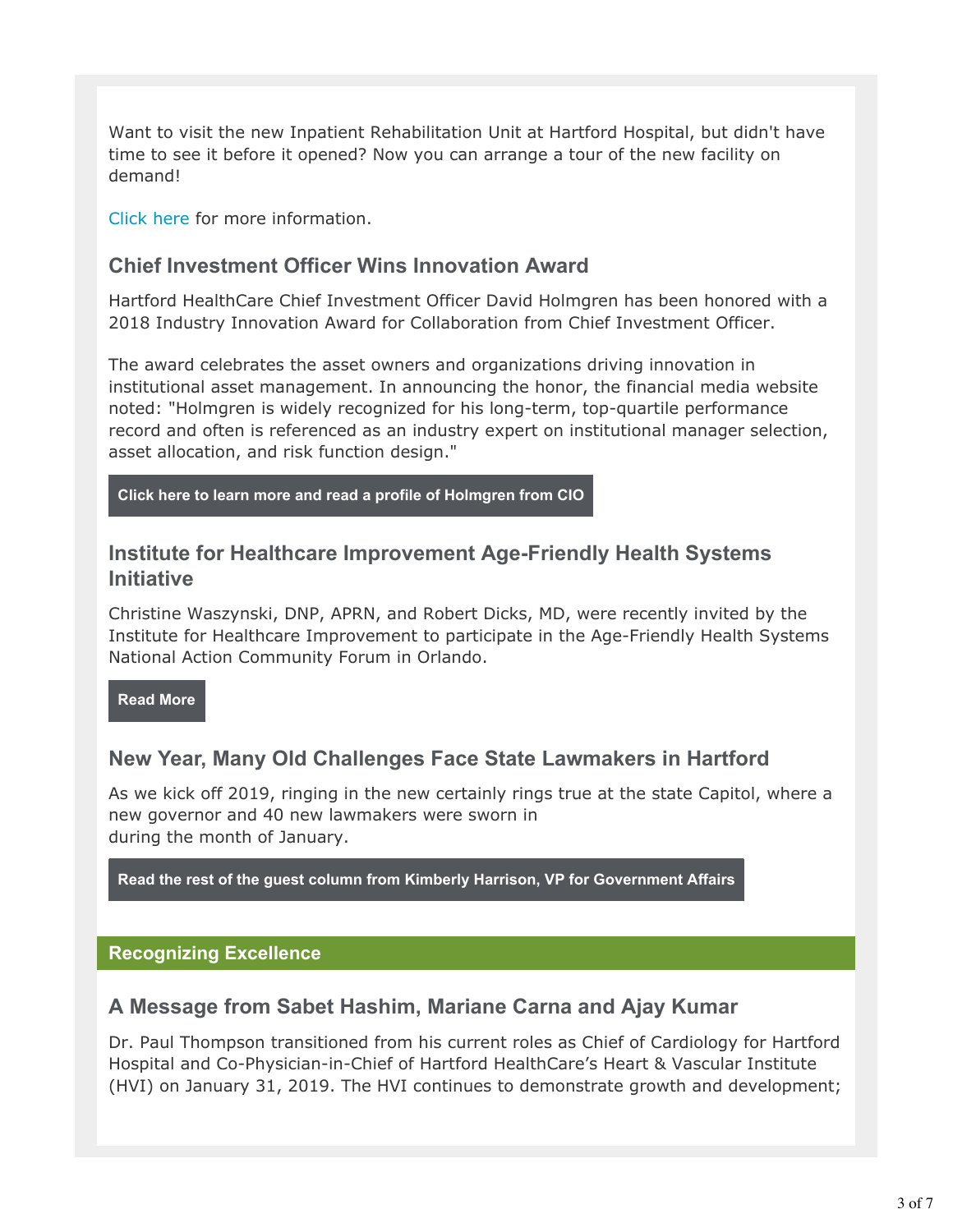Want to visit the new Inpatient Rehabilitation Unit at Hartford Hospital, but didn't have time to see it before it opened? Now you can arrange a tour of the new facility on demand!

Click here for more information.

## Chief Investment Officer Wins Innovation Award

Hartford HealthCare Chief Investment Officer David Holmgren has been honored with a 2018 Industry Innovation Award for Collaboration from Chief Investment Officer.

The award celebrates the asset owners and organizations driving innovation in institutional asset management. In announcing the honor, the financial media website noted: "Holmgren is widely recognized for his long-term, top-quartile performance record and often is referenced as an industry expert on institutional manager selection, asset allocation, and risk function design."

**Click here to learn more and read a profile of Holmgren from CIO**

## Institute for Healthcare Improvement Age-Friendly Health Systems Initiative

Christine Waszynski, DNP, APRN, and Robert Dicks, MD, were recently invited by the Institute for Healthcare Improvement to participate in the Age-Friendly Health Systems National Action Community Forum in Orlando.

**Read More**

## New Year, Many Old Challenges Face State Lawmakers in Hartford

As we kick off 2019, ringing in the new certainly rings true at the state Capitol, where a new governor and 40 new lawmakers were sworn in during the month of January.

**Read the rest of the guest column from Kimberly Harrison, VP for Government Affairs**

# Recognizing Excellence

## A Message from Sabet Hashim, Mariane Carna and Ajay Kumar

Dr. Paul Thompson transitioned from his current roles as Chief of Cardiology for Hartford Hospital and Co-Physician-in-Chief of Hartford HealthCare's Heart & Vascular Institute (HVI) on January 31, 2019. The HVI continues to demonstrate growth and development;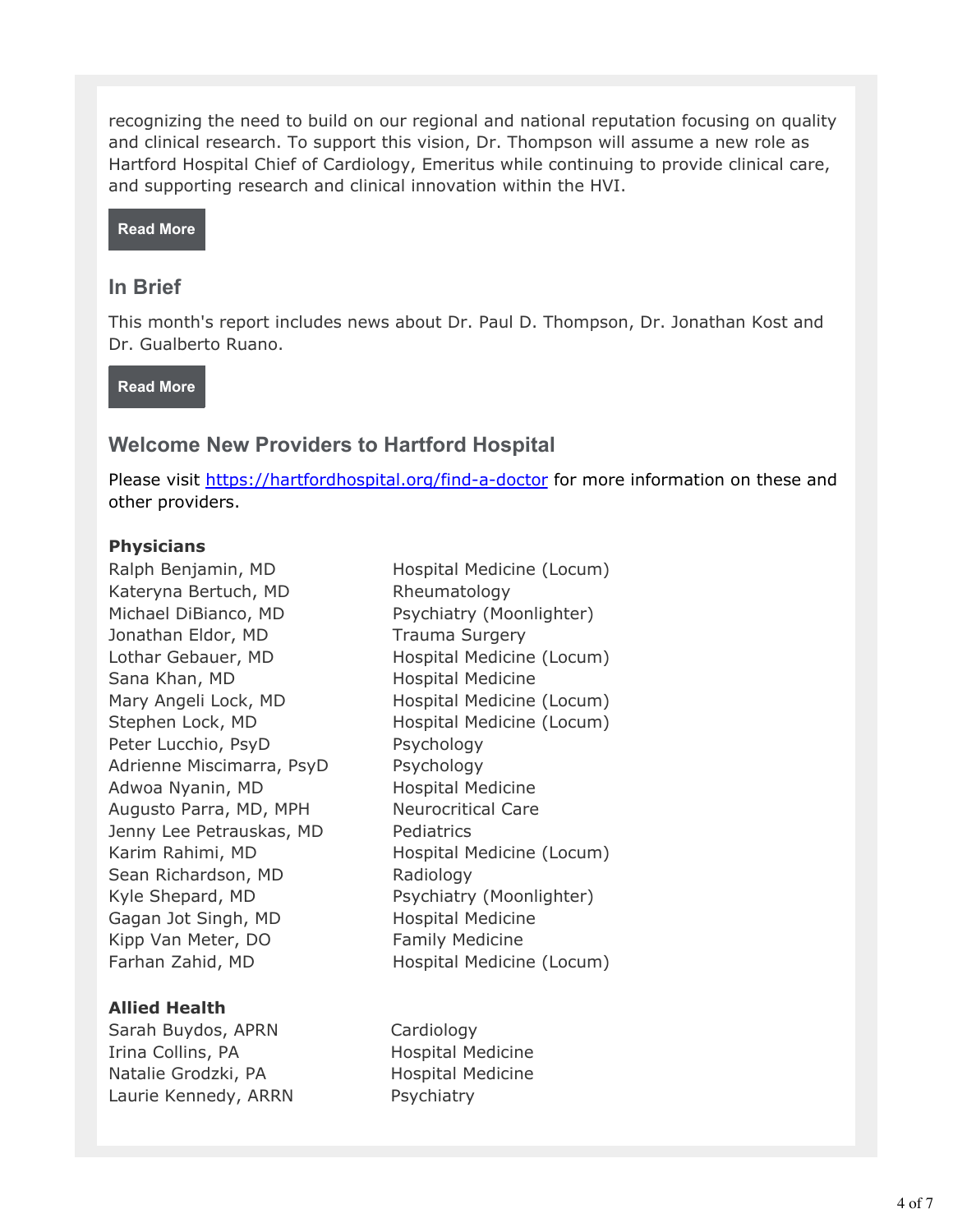recognizing the need to build on our regional and national reputation focusing on quality and clinical research. To support this vision, Dr. Thompson will assume a new role as Hartford Hospital Chief of Cardiology, Emeritus while continuing to provide clinical care, and supporting research and clinical innovation within the HVI.

**Read More**

## In Brief

This month's report includes news about Dr. Paul D. Thompson, Dr. Jonathan Kost and Dr. Gualberto Ruano.

**Read More**

## Welcome New Providers to Hartford Hospital

Please visit https://hartfordhospital.org/find-a-doctor for more information on these and other providers.

**Physicians**

| | |
|---|---|
| Ralph Benjamin, MD | Hospital Medicine (Locum) |
| Kateryna Bertuch, MD | Rheumatology |
| Michael DiBianco, MD | Psychiatry (Moonlighter) |
| Jonathan Eldor, MD | Trauma Surgery |
| Lothar Gebauer, MD | Hospital Medicine (Locum) |
| Sana Khan, MD | Hospital Medicine |
| Mary Angeli Lock, MD | Hospital Medicine (Locum) |
| Stephen Lock, MD | Hospital Medicine (Locum) |
| Peter Lucchio, PsyD | Psychology |
| Adrienne Miscimarra, PsyD | Psychology |
| Adwoa Nyanin, MD | Hospital Medicine |
| Augusto Parra, MD, MPH | Neurocritical Care |
| Jenny Lee Petrauskas, MD | Pediatrics |
| Karim Rahimi, MD | Hospital Medicine (Locum) |
| Sean Richardson, MD | Radiology |
| Kyle Shepard, MD | Psychiatry (Moonlighter) |
| Gagan Jot Singh, MD | Hospital Medicine |
| Kipp Van Meter, DO | Family Medicine |
| Farhan Zahid, MD | Hospital Medicine (Locum) |

**Allied Health**

| | |
|---|---|
| Sarah Buydos, APRN | Cardiology |
| Irina Collins, PA | Hospital Medicine |
| Natalie Grodzki, PA | Hospital Medicine |
| Laurie Kennedy, ARRN | Psychiatry |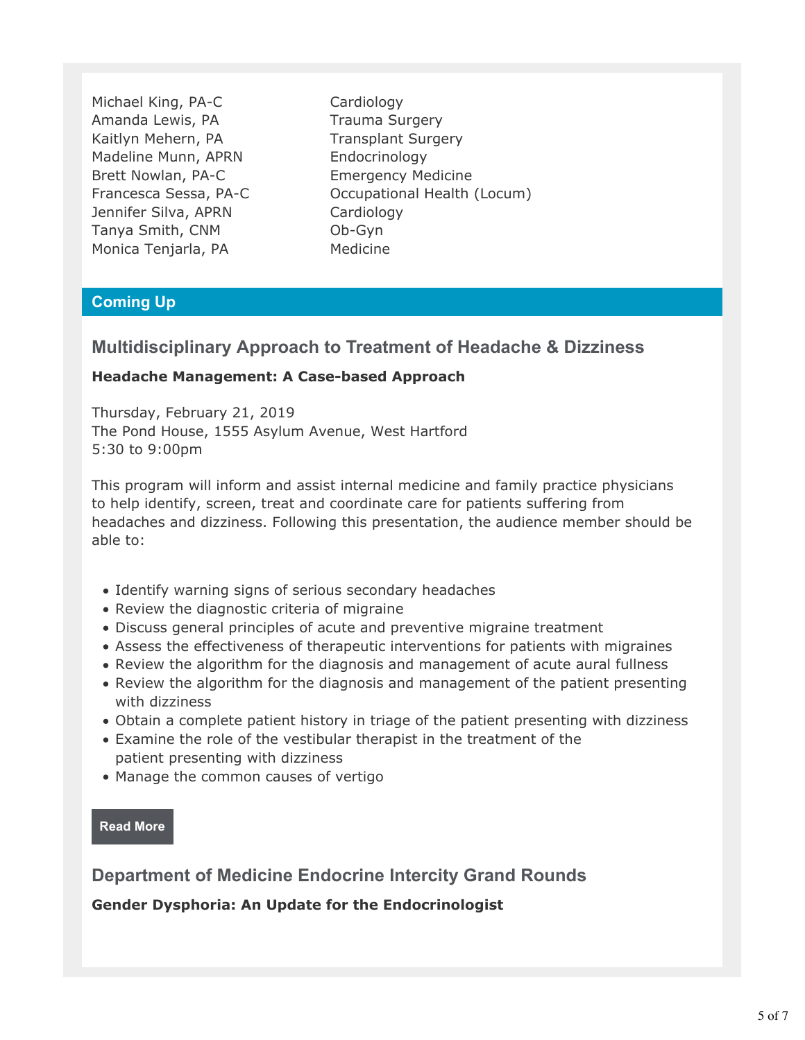| | |
|---|---|
| Michael King, PA-C | Cardiology |
| Amanda Lewis, PA | Trauma Surgery |
| Kaitlyn Mehern, PA | Transplant Surgery |
| Madeline Munn, APRN | Endocrinology |
| Brett Nowlan, PA-C | Emergency Medicine |
| Francesca Sessa, PA-C | Occupational Health (Locum) |
| Jennifer Silva, APRN | Cardiology |
| Tanya Smith, CNM | Ob-Gyn |
| Monica Tenjarla, PA | Medicine |

## Coming Up

### Multidisciplinary Approach to Treatment of Headache & Dizziness

**Headache Management: A Case-based Approach**

Thursday, February 21, 2019
The Pond House, 1555 Asylum Avenue, West Hartford
5:30 to 9:00pm

This program will inform and assist internal medicine and family practice physicians to help identify, screen, treat and coordinate care for patients suffering from headaches and dizziness. Following this presentation, the audience member should be able to:

- Identify warning signs of serious secondary headaches
- Review the diagnostic criteria of migraine
- Discuss general principles of acute and preventive migraine treatment
- Assess the effectiveness of therapeutic interventions for patients with migraines
- Review the algorithm for the diagnosis and management of acute aural fullness
- Review the algorithm for the diagnosis and management of the patient presenting with dizziness
- Obtain a complete patient history in triage of the patient presenting with dizziness
- Examine the role of the vestibular therapist in the treatment of the patient presenting with dizziness
- Manage the common causes of vertigo

Read More

### Department of Medicine Endocrine Intercity Grand Rounds

**Gender Dysphoria: An Update for the Endocrinologist**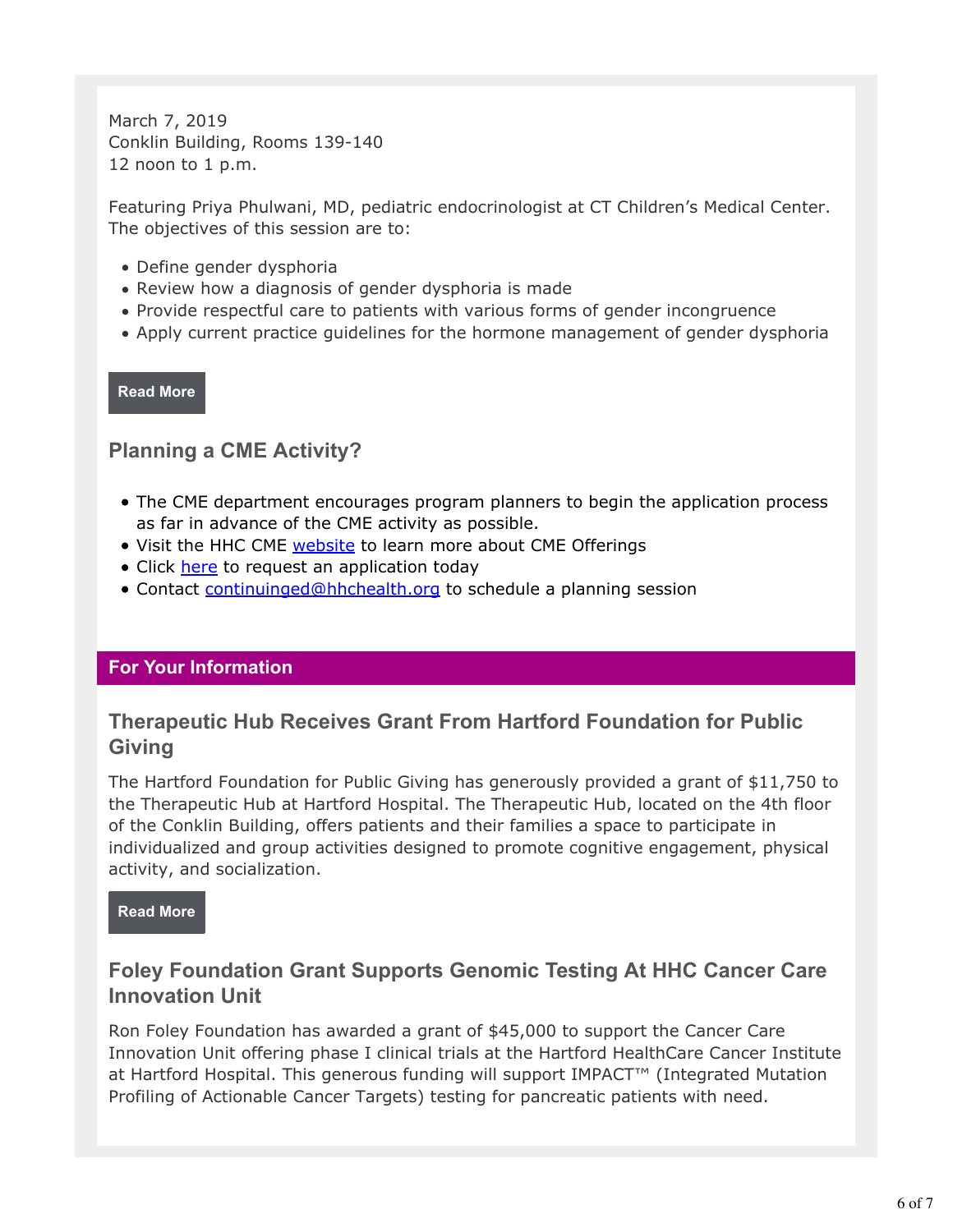March 7, 2019
Conklin Building, Rooms 139-140
12 noon to 1 p.m.

Featuring Priya Phulwani, MD, pediatric endocrinologist at CT Children's Medical Center. The objectives of this session are to:

- Define gender dysphoria
- Review how a diagnosis of gender dysphoria is made
- Provide respectful care to patients with various forms of gender incongruence
- Apply current practice guidelines for the hormone management of gender dysphoria

**Read More**

## Planning a CME Activity?

- The CME department encourages program planners to begin the application process as far in advance of the CME activity as possible.
- Visit the HHC CME website to learn more about CME Offerings
- Click here to request an application today
- Contact continuinged@hhchealth.org to schedule a planning session

## For Your Information

### Therapeutic Hub Receives Grant From Hartford Foundation for Public Giving

The Hartford Foundation for Public Giving has generously provided a grant of $11,750 to the Therapeutic Hub at Hartford Hospital. The Therapeutic Hub, located on the 4th floor of the Conklin Building, offers patients and their families a space to participate in individualized and group activities designed to promote cognitive engagement, physical activity, and socialization.

**Read More**

### Foley Foundation Grant Supports Genomic Testing At HHC Cancer Care Innovation Unit

Ron Foley Foundation has awarded a grant of $45,000 to support the Cancer Care Innovation Unit offering phase I clinical trials at the Hartford HealthCare Cancer Institute at Hartford Hospital. This generous funding will support IMPACT™ (Integrated Mutation Profiling of Actionable Cancer Targets) testing for pancreatic patients with need.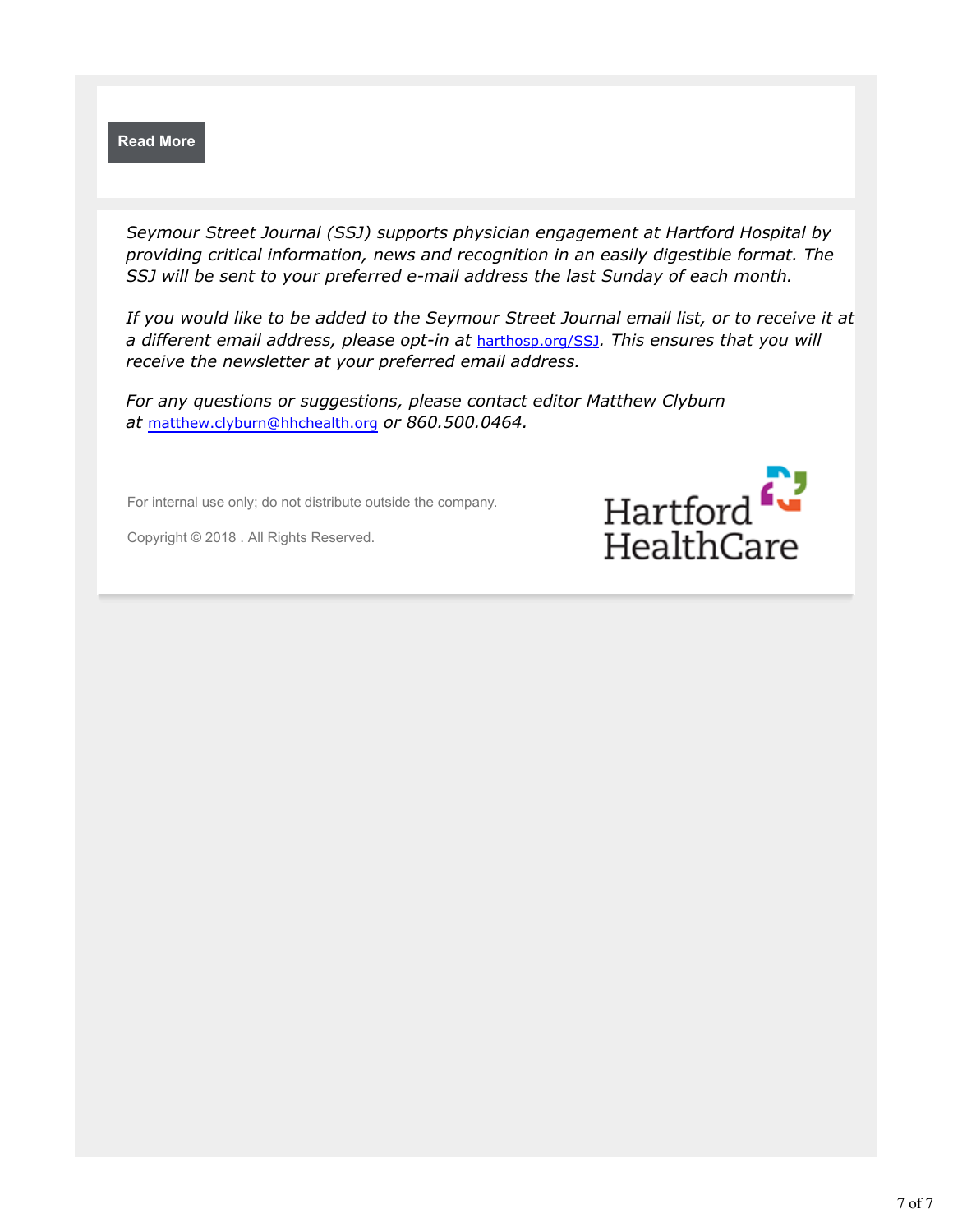**Read More**

*Seymour Street Journal (SSJ) supports physician engagement at Hartford Hospital by providing critical information, news and recognition in an easily digestible format. The SSJ will be sent to your preferred e-mail address the last Sunday of each month.*

*If you would like to be added to the Seymour Street Journal email list, or to receive it at a different email address, please opt-in at harthosp.org/SSJ. This ensures that you will receive the newsletter at your preferred email address.*

*For any questions or suggestions, please contact editor Matthew Clyburn at matthew.clyburn@hhchealth.org or 860.500.0464.*

For internal use only; do not distribute outside the company.

Copyright © 2018 . All Rights Reserved.

Hartford HealthCare